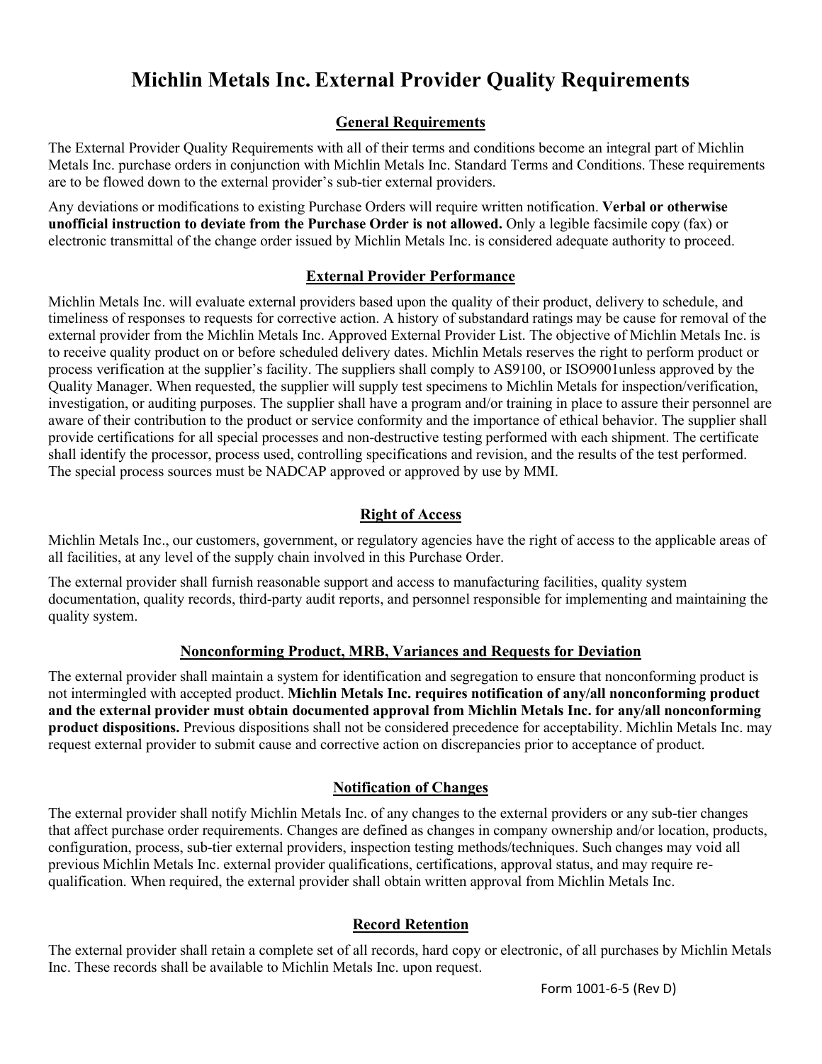# Michlin Metals Inc. External Provider Quality Requirements

## General Requirements

The External Provider Quality Requirements with all of their terms and conditions become an integral part of Michlin Metals Inc. purchase orders in conjunction with Michlin Metals Inc. Standard Terms and Conditions. These requirements are to be flowed down to the external provider's sub-tier external providers.

Any deviations or modifications to existing Purchase Orders will require written notification. **Verbal or otherwise unofficial instruction to deviate from the Purchase Order is not allowed.** Only a legible facsimile copy (fax) or electronic transmittal of the change order issued by Michlin Metals Inc. is considered adequate authority to proceed.

## External Provider Performance

Michlin Metals Inc. will evaluate external providers based upon the quality of their product, delivery to schedule, and timeliness of responses to requests for corrective action. A history of substandard ratings may be cause for removal of the external provider from the Michlin Metals Inc. Approved External Provider List. The objective of Michlin Metals Inc. is to receive quality product on or before scheduled delivery dates. Michlin Metals reserves the right to perform product or process verification at the supplier's facility. The suppliers shall comply to AS9100, or ISO9001unless approved by the Quality Manager. When requested, the supplier will supply test specimens to Michlin Metals for inspection/verification, investigation, or auditing purposes. The supplier shall have a program and/or training in place to assure their personnel are aware of their contribution to the product or service conformity and the importance of ethical behavior. The supplier shall provide certifications for all special processes and non-destructive testing performed with each shipment. The certificate shall identify the processor, process used, controlling specifications and revision, and the results of the test performed. The special process sources must be NADCAP approved or approved by use by MMI.

## Right of Access

Michlin Metals Inc., our customers, government, or regulatory agencies have the right of access to the applicable areas of all facilities, at any level of the supply chain involved in this Purchase Order.

The external provider shall furnish reasonable support and access to manufacturing facilities, quality system documentation, quality records, third-party audit reports, and personnel responsible for implementing and maintaining the quality system.

## Nonconforming Product, MRB, Variances and Requests for Deviation

The external provider shall maintain a system for identification and segregation to ensure that nonconforming product is not intermingled with accepted product. **Michlin Metals Inc. requires notification of any/all nonconforming product and the external provider must obtain documented approval from Michlin Metals Inc. for any/all nonconforming product dispositions.** Previous dispositions shall not be considered precedence for acceptability. Michlin Metals Inc. may request external provider to submit cause and corrective action on discrepancies prior to acceptance of product.

## Notification of Changes

The external provider shall notify Michlin Metals Inc. of any changes to the external providers or any sub-tier changes that affect purchase order requirements. Changes are defined as changes in company ownership and/or location, products, configuration, process, sub-tier external providers, inspection testing methods/techniques. Such changes may void all previous Michlin Metals Inc. external provider qualifications, certifications, approval status, and may require re-qualification. When required, the external provider shall obtain written approval from Michlin Metals Inc.

## Record Retention

The external provider shall retain a complete set of all records, hard copy or electronic, of all purchases by Michlin Metals Inc. These records shall be available to Michlin Metals Inc. upon request.

Form 1001-6-5 (Rev D)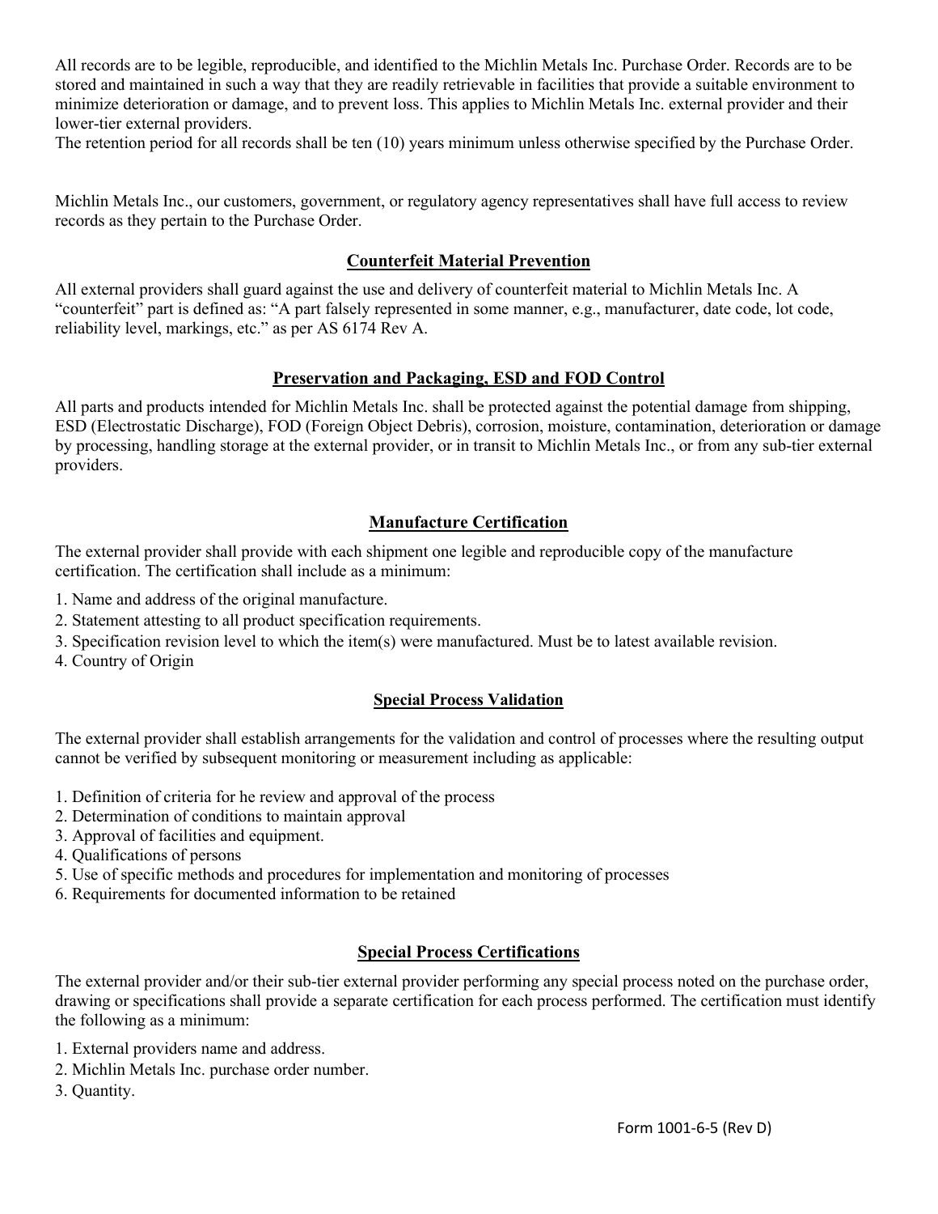All records are to be legible, reproducible, and identified to the Michlin Metals Inc. Purchase Order. Records are to be stored and maintained in such a way that they are readily retrievable in facilities that provide a suitable environment to minimize deterioration or damage, and to prevent loss. This applies to Michlin Metals Inc. external provider and their lower-tier external providers.
The retention period for all records shall be ten (10) years minimum unless otherwise specified by the Purchase Order.

Michlin Metals Inc., our customers, government, or regulatory agency representatives shall have full access to review records as they pertain to the Purchase Order.

## Counterfeit Material Prevention

All external providers shall guard against the use and delivery of counterfeit material to Michlin Metals Inc. A "counterfeit" part is defined as: "A part falsely represented in some manner, e.g., manufacturer, date code, lot code, reliability level, markings, etc." as per AS 6174 Rev A.

## Preservation and Packaging, ESD and FOD Control

All parts and products intended for Michlin Metals Inc. shall be protected against the potential damage from shipping, ESD (Electrostatic Discharge), FOD (Foreign Object Debris), corrosion, moisture, contamination, deterioration or damage by processing, handling storage at the external provider, or in transit to Michlin Metals Inc., or from any sub-tier external providers.

## Manufacture Certification

The external provider shall provide with each shipment one legible and reproducible copy of the manufacture certification. The certification shall include as a minimum:

1. Name and address of the original manufacture.
2. Statement attesting to all product specification requirements.
3. Specification revision level to which the item(s) were manufactured. Must be to latest available revision.
4. Country of Origin

## Special Process Validation

The external provider shall establish arrangements for the validation and control of processes where the resulting output cannot be verified by subsequent monitoring or measurement including as applicable:

1. Definition of criteria for he review and approval of the process
2. Determination of conditions to maintain approval
3. Approval of facilities and equipment.
4. Qualifications of persons
5. Use of specific methods and procedures for implementation and monitoring of processes
6. Requirements for documented information to be retained

## Special Process Certifications

The external provider and/or their sub-tier external provider performing any special process noted on the purchase order, drawing or specifications shall provide a separate certification for each process performed. The certification must identify the following as a minimum:

1. External providers name and address.
2. Michlin Metals Inc. purchase order number.
3. Quantity.

Form 1001-6-5 (Rev D)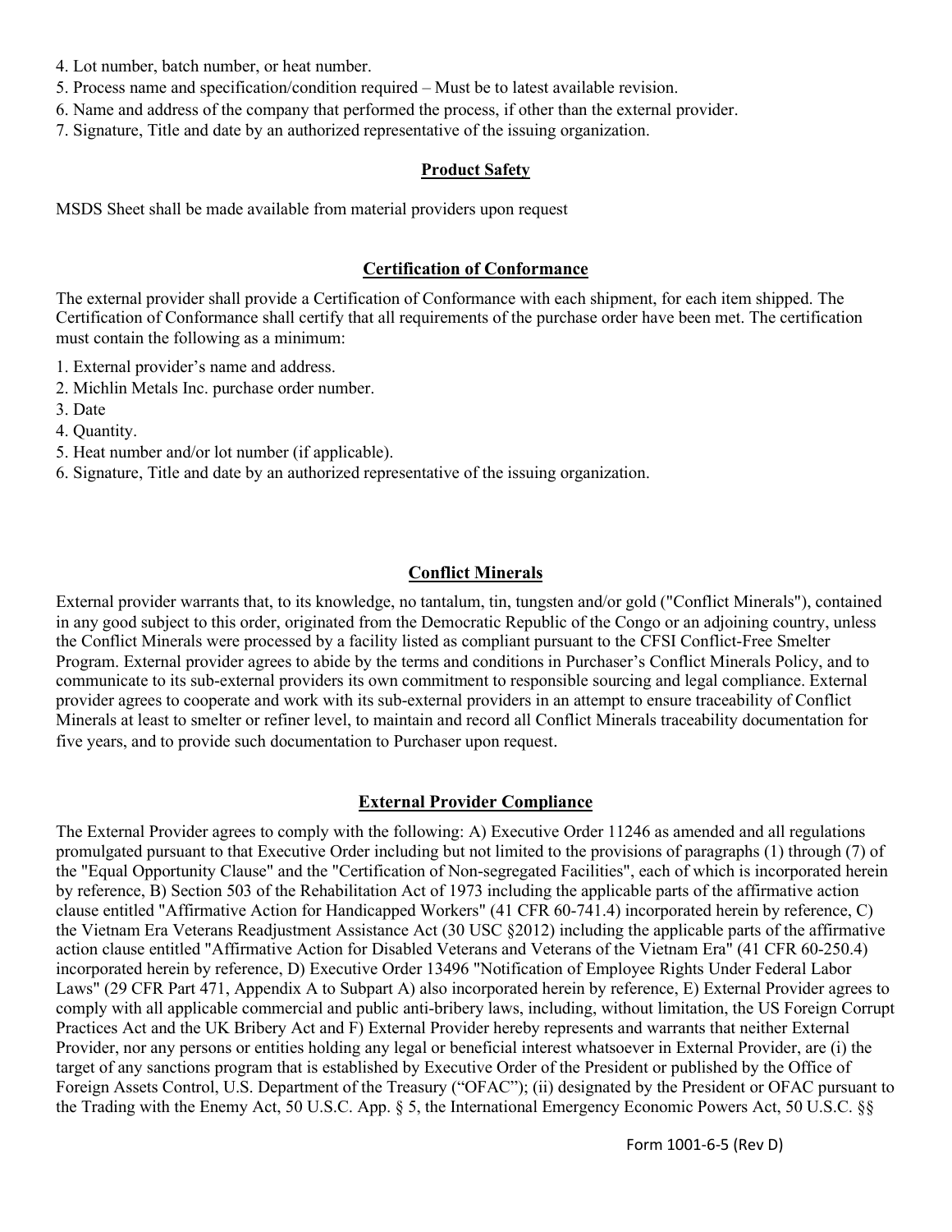4. Lot number, batch number, or heat number.
5. Process name and specification/condition required – Must be to latest available revision.
6. Name and address of the company that performed the process, if other than the external provider.
7. Signature, Title and date by an authorized representative of the issuing organization.

## Product Safety

MSDS Sheet shall be made available from material providers upon request

## Certification of Conformance

The external provider shall provide a Certification of Conformance with each shipment, for each item shipped. The Certification of Conformance shall certify that all requirements of the purchase order have been met. The certification must contain the following as a minimum:

1. External provider's name and address.
2. Michlin Metals Inc. purchase order number.
3. Date
4. Quantity.
5. Heat number and/or lot number (if applicable).
6. Signature, Title and date by an authorized representative of the issuing organization.

## Conflict Minerals

External provider warrants that, to its knowledge, no tantalum, tin, tungsten and/or gold ("Conflict Minerals"), contained in any good subject to this order, originated from the Democratic Republic of the Congo or an adjoining country, unless the Conflict Minerals were processed by a facility listed as compliant pursuant to the CFSI Conflict-Free Smelter Program. External provider agrees to abide by the terms and conditions in Purchaser's Conflict Minerals Policy, and to communicate to its sub-external providers its own commitment to responsible sourcing and legal compliance. External provider agrees to cooperate and work with its sub-external providers in an attempt to ensure traceability of Conflict Minerals at least to smelter or refiner level, to maintain and record all Conflict Minerals traceability documentation for five years, and to provide such documentation to Purchaser upon request.

## External Provider Compliance

The External Provider agrees to comply with the following: A) Executive Order 11246 as amended and all regulations promulgated pursuant to that Executive Order including but not limited to the provisions of paragraphs (1) through (7) of the "Equal Opportunity Clause" and the "Certification of Non-segregated Facilities", each of which is incorporated herein by reference, B) Section 503 of the Rehabilitation Act of 1973 including the applicable parts of the affirmative action clause entitled "Affirmative Action for Handicapped Workers" (41 CFR 60-741.4) incorporated herein by reference, C) the Vietnam Era Veterans Readjustment Assistance Act (30 USC §2012) including the applicable parts of the affirmative action clause entitled "Affirmative Action for Disabled Veterans and Veterans of the Vietnam Era" (41 CFR 60-250.4) incorporated herein by reference, D) Executive Order 13496 "Notification of Employee Rights Under Federal Labor Laws" (29 CFR Part 471, Appendix A to Subpart A) also incorporated herein by reference, E) External Provider agrees to comply with all applicable commercial and public anti-bribery laws, including, without limitation, the US Foreign Corrupt Practices Act and the UK Bribery Act and F) External Provider hereby represents and warrants that neither External Provider, nor any persons or entities holding any legal or beneficial interest whatsoever in External Provider, are (i) the target of any sanctions program that is established by Executive Order of the President or published by the Office of Foreign Assets Control, U.S. Department of the Treasury ("OFAC"); (ii) designated by the President or OFAC pursuant to the Trading with the Enemy Act, 50 U.S.C. App. § 5, the International Emergency Economic Powers Act, 50 U.S.C. §§

Form 1001-6-5 (Rev D)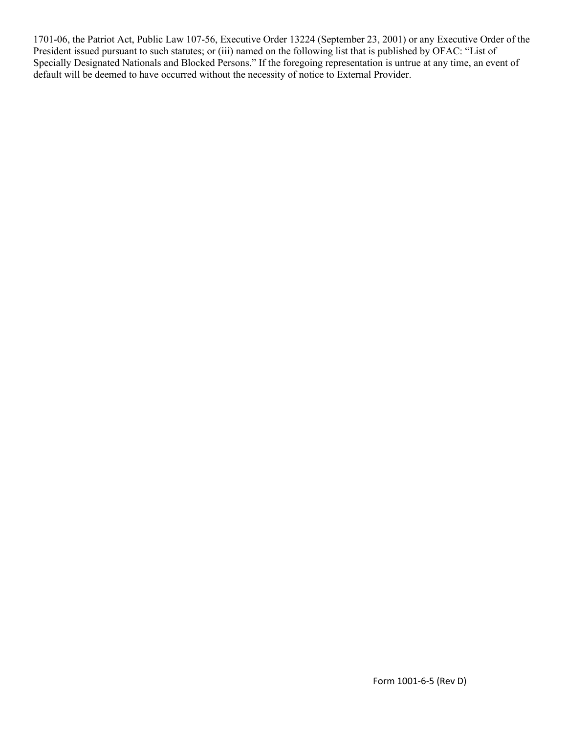1701-06, the Patriot Act, Public Law 107-56, Executive Order 13224 (September 23, 2001) or any Executive Order of the President issued pursuant to such statutes; or (iii) named on the following list that is published by OFAC: "List of Specially Designated Nationals and Blocked Persons." If the foregoing representation is untrue at any time, an event of default will be deemed to have occurred without the necessity of notice to External Provider.

Form 1001-6-5 (Rev D)